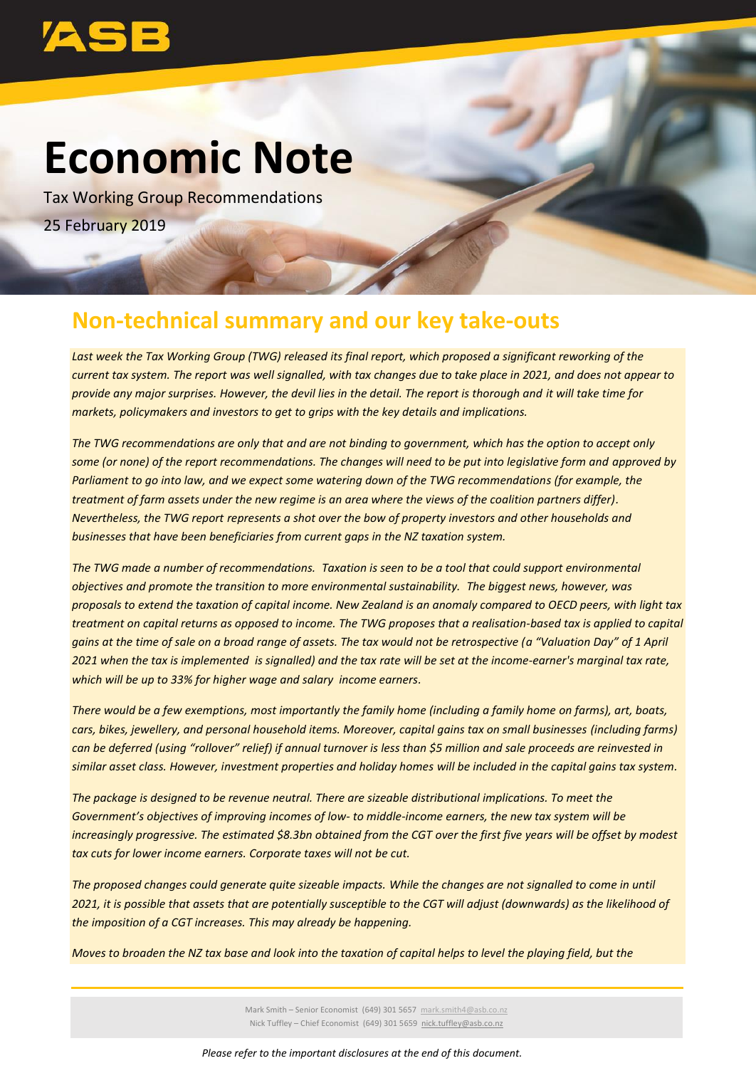# Economic Note

Tax Working Group Recommendations

25 February 2019

## Non-technical summary and our key take-outs

*Last week the Tax Working Group (TWG) released its final report, which proposed a significant reworking of the current tax system. The report was well signalled, with tax changes due to take place in 2021, and does not appear to provide any major surprises. However, the devil lies in the detail. The report is thorough and it will take time for markets, policymakers and investors to get to grips with the key details and implications.*

*The TWG recommendations are only that and are not binding to government, which has the option to accept only some (or none) of the report recommendations. The changes will need to be put into legislative form and approved by Parliament to go into law, and we expect some watering down of the TWG recommendations (for example, the treatment of farm assets under the new regime is an area where the views of the coalition partners differ). Nevertheless, the TWG report represents a shot over the bow of property investors and other households and businesses that have been beneficiaries from current gaps in the NZ taxation system.*

*The TWG made a number of recommendations. Taxation is seen to be a tool that could support environmental objectives and promote the transition to more environmental sustainability. The biggest news, however, was proposals to extend the taxation of capital income. New Zealand is an anomaly compared to OECD peers, with light tax treatment on capital returns as opposed to income. The TWG proposes that a realisation-based tax is applied to capital gains at the time of sale on a broad range of assets. The tax would not be retrospective (a "Valuation Day" of 1 April 2021 when the tax is implemented is signalled) and the tax rate will be set at the income-earner's marginal tax rate, which will be up to 33% for higher wage and salary income earners.*

*There would be a few exemptions, most importantly the family home (including a family home on farms), art, boats, cars, bikes, jewellery, and personal household items. Moreover, capital gains tax on small businesses (including farms) can be deferred (using "rollover" relief) if annual turnover is less than $5 million and sale proceeds are reinvested in similar asset class. However, investment properties and holiday homes will be included in the capital gains tax system.*

*The package is designed to be revenue neutral. There are sizeable distributional implications. To meet the Government's objectives of improving incomes of low- to middle-income earners, the new tax system will be increasingly progressive. The estimated $8.3bn obtained from the CGT over the first five years will be offset by modest tax cuts for lower income earners. Corporate taxes will not be cut.*

*The proposed changes could generate quite sizeable impacts. While the changes are not signalled to come in until 2021, it is possible that assets that are potentially susceptible to the CGT will adjust (downwards) as the likelihood of the imposition of a CGT increases. This may already be happening.*

*Moves to broaden the NZ tax base and look into the taxation of capital helps to level the playing field, but the*

Mark Smith – Senior Economist (649) 301 5657 mark.smith4@asb.co.nz
Nick Tuffley – Chief Economist (649) 301 5659 nick.tuffley@asb.co.nz

*Please refer to the important disclosures at the end of this document.*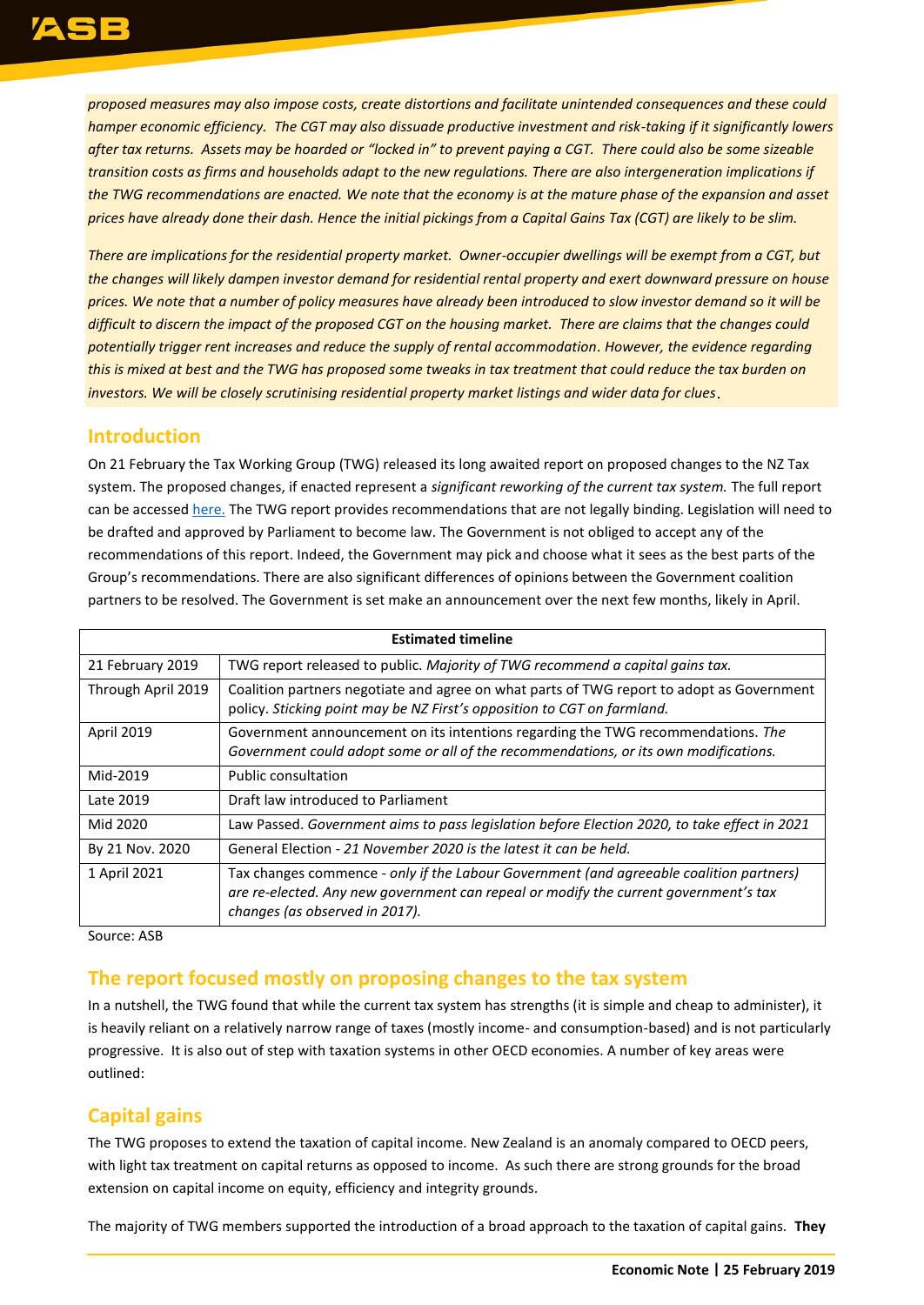*proposed measures may also impose costs, create distortions and facilitate unintended consequences and these could hamper economic efficiency. The CGT may also dissuade productive investment and risk-taking if it significantly lowers after tax returns. Assets may be hoarded or "locked in" to prevent paying a CGT. There could also be some sizeable transition costs as firms and households adapt to the new regulations. There are also intergeneration implications if the TWG recommendations are enacted. We note that the economy is at the mature phase of the expansion and asset prices have already done their dash. Hence the initial pickings from a Capital Gains Tax (CGT) are likely to be slim.*

*There are implications for the residential property market. Owner-occupier dwellings will be exempt from a CGT, but the changes will likely dampen investor demand for residential rental property and exert downward pressure on house prices. We note that a number of policy measures have already been introduced to slow investor demand so it will be difficult to discern the impact of the proposed CGT on the housing market. There are claims that the changes could potentially trigger rent increases and reduce the supply of rental accommodation. However, the evidence regarding this is mixed at best and the TWG has proposed some tweaks in tax treatment that could reduce the tax burden on investors. We will be closely scrutinising residential property market listings and wider data for clues.*

## Introduction

On 21 February the Tax Working Group (TWG) released its long awaited report on proposed changes to the NZ Tax system. The proposed changes, if enacted represent a *significant reworking of the current tax system.* The full report can be accessed [here.](#) The TWG report provides recommendations that are not legally binding. Legislation will need to be drafted and approved by Parliament to become law. The Government is not obliged to accept any of the recommendations of this report. Indeed, the Government may pick and choose what it sees as the best parts of the Group's recommendations. There are also significant differences of opinions between the Government coalition partners to be resolved. The Government is set make an announcement over the next few months, likely in April.

| Estimated timeline | |
|---|---|
| 21 February 2019 | TWG report released to public. *Majority of TWG recommend a capital gains tax.* |
| Through April 2019 | Coalition partners negotiate and agree on what parts of TWG report to adopt as Government policy. *Sticking point may be NZ First's opposition to CGT on farmland.* |
| April 2019 | Government announcement on its intentions regarding the TWG recommendations. *The Government could adopt some or all of the recommendations, or its own modifications.* |
| Mid-2019 | Public consultation |
| Late 2019 | Draft law introduced to Parliament |
| Mid 2020 | Law Passed. *Government aims to pass legislation before Election 2020, to take effect in 2021* |
| By 21 Nov. 2020 | General Election - *21 November 2020 is the latest it can be held.* |
| 1 April 2021 | Tax changes commence - *only if the Labour Government (and agreeable coalition partners) are re-elected. Any new government can repeal or modify the current government's tax changes (as observed in 2017).* |

Source: ASB

## The report focused mostly on proposing changes to the tax system

In a nutshell, the TWG found that while the current tax system has strengths (it is simple and cheap to administer), it is heavily reliant on a relatively narrow range of taxes (mostly income- and consumption-based) and is not particularly progressive. It is also out of step with taxation systems in other OECD economies. A number of key areas were outlined:

## Capital gains

The TWG proposes to extend the taxation of capital income. New Zealand is an anomaly compared to OECD peers, with light tax treatment on capital returns as opposed to income. As such there are strong grounds for the broad extension on capital income on equity, efficiency and integrity grounds.

The majority of TWG members supported the introduction of a broad approach to the taxation of capital gains. **They**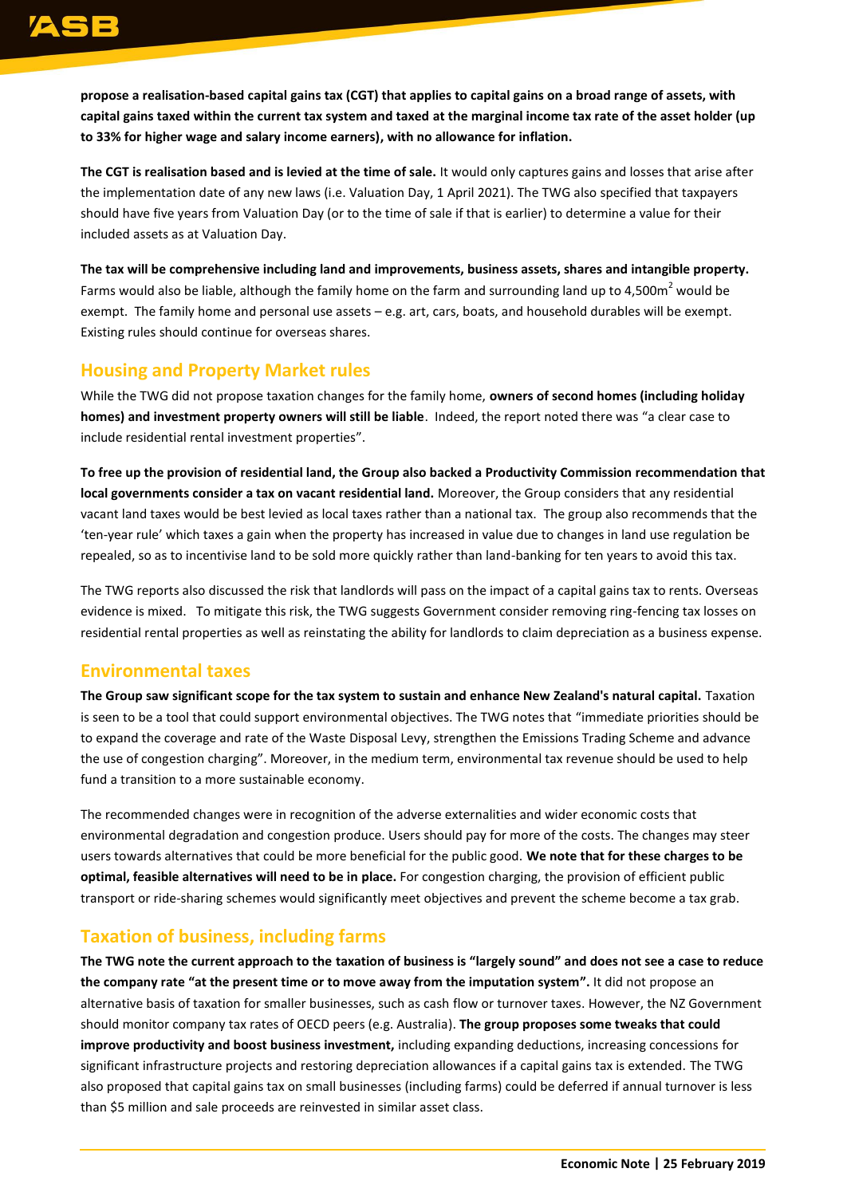**propose a realisation-based capital gains tax (CGT) that applies to capital gains on a broad range of assets, with capital gains taxed within the current tax system and taxed at the marginal income tax rate of the asset holder (up to 33% for higher wage and salary income earners), with no allowance for inflation.**

**The CGT is realisation based and is levied at the time of sale.** It would only captures gains and losses that arise after the implementation date of any new laws (i.e. Valuation Day, 1 April 2021). The TWG also specified that taxpayers should have five years from Valuation Day (or to the time of sale if that is earlier) to determine a value for their included assets as at Valuation Day.

**The tax will be comprehensive including land and improvements, business assets, shares and intangible property.** Farms would also be liable, although the family home on the farm and surrounding land up to 4,500m$^2$ would be exempt. The family home and personal use assets – e.g. art, cars, boats, and household durables will be exempt. Existing rules should continue for overseas shares.

## Housing and Property Market rules

While the TWG did not propose taxation changes for the family home, **owners of second homes (including holiday homes) and investment property owners will still be liable**. Indeed, the report noted there was "a clear case to include residential rental investment properties".

**To free up the provision of residential land, the Group also backed a Productivity Commission recommendation that local governments consider a tax on vacant residential land.** Moreover, the Group considers that any residential vacant land taxes would be best levied as local taxes rather than a national tax. The group also recommends that the 'ten-year rule' which taxes a gain when the property has increased in value due to changes in land use regulation be repealed, so as to incentivise land to be sold more quickly rather than land-banking for ten years to avoid this tax.

The TWG reports also discussed the risk that landlords will pass on the impact of a capital gains tax to rents. Overseas evidence is mixed. To mitigate this risk, the TWG suggests Government consider removing ring-fencing tax losses on residential rental properties as well as reinstating the ability for landlords to claim depreciation as a business expense.

## Environmental taxes

**The Group saw significant scope for the tax system to sustain and enhance New Zealand's natural capital.** Taxation is seen to be a tool that could support environmental objectives. The TWG notes that "immediate priorities should be to expand the coverage and rate of the Waste Disposal Levy, strengthen the Emissions Trading Scheme and advance the use of congestion charging". Moreover, in the medium term, environmental tax revenue should be used to help fund a transition to a more sustainable economy.

The recommended changes were in recognition of the adverse externalities and wider economic costs that environmental degradation and congestion produce. Users should pay for more of the costs. The changes may steer users towards alternatives that could be more beneficial for the public good. **We note that for these charges to be optimal, feasible alternatives will need to be in place.** For congestion charging, the provision of efficient public transport or ride-sharing schemes would significantly meet objectives and prevent the scheme become a tax grab.

## Taxation of business, including farms

**The TWG note the current approach to the taxation of business is "largely sound" and does not see a case to reduce the company rate "at the present time or to move away from the imputation system".** It did not propose an alternative basis of taxation for smaller businesses, such as cash flow or turnover taxes. However, the NZ Government should monitor company tax rates of OECD peers (e.g. Australia). **The group proposes some tweaks that could improve productivity and boost business investment,** including expanding deductions, increasing concessions for significant infrastructure projects and restoring depreciation allowances if a capital gains tax is extended. The TWG also proposed that capital gains tax on small businesses (including farms) could be deferred if annual turnover is less than $5 million and sale proceeds are reinvested in similar asset class.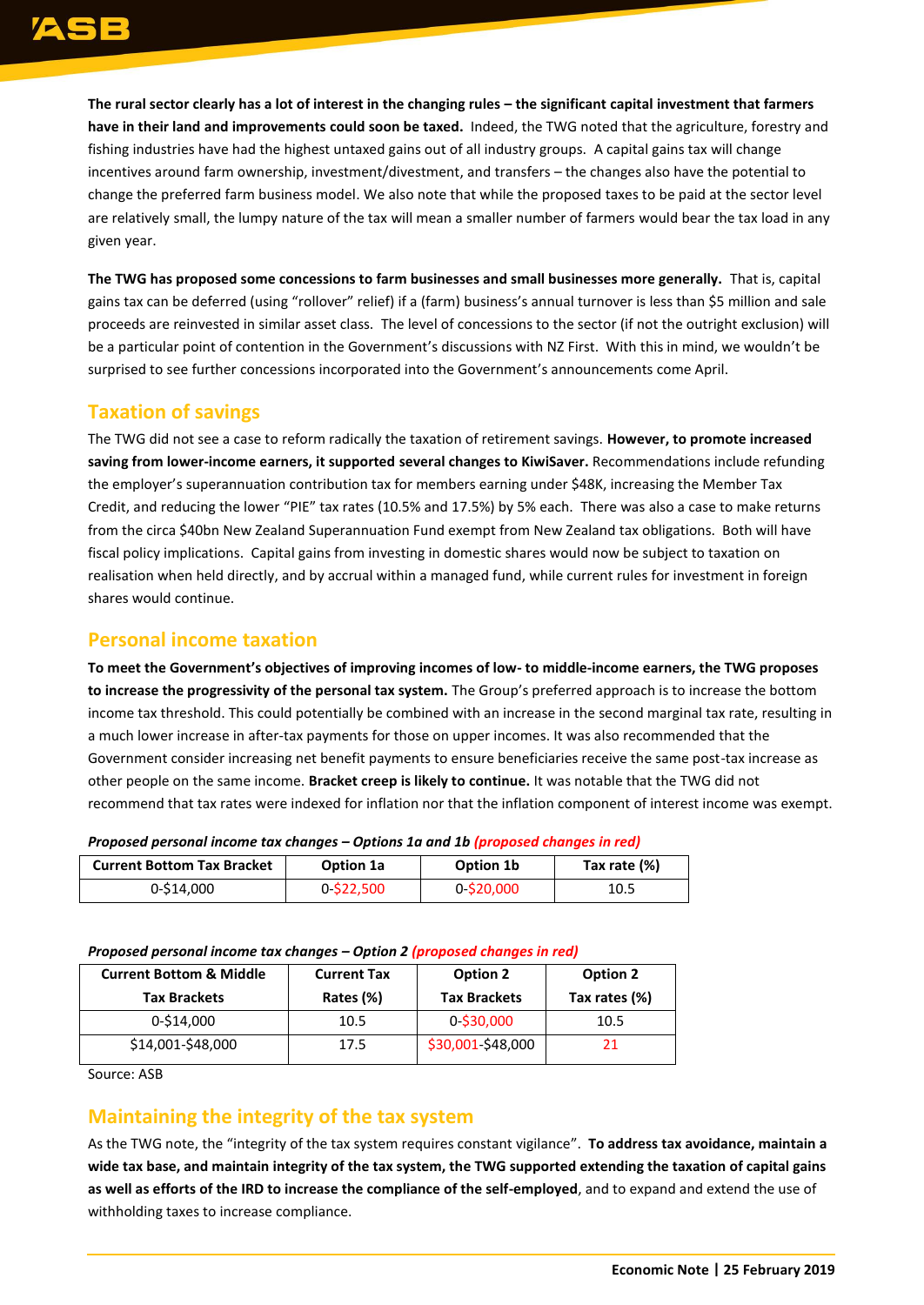**The rural sector clearly has a lot of interest in the changing rules – the significant capital investment that farmers have in their land and improvements could soon be taxed.** Indeed, the TWG noted that the agriculture, forestry and fishing industries have had the highest untaxed gains out of all industry groups. A capital gains tax will change incentives around farm ownership, investment/divestment, and transfers – the changes also have the potential to change the preferred farm business model. We also note that while the proposed taxes to be paid at the sector level are relatively small, the lumpy nature of the tax will mean a smaller number of farmers would bear the tax load in any given year.

**The TWG has proposed some concessions to farm businesses and small businesses more generally.** That is, capital gains tax can be deferred (using "rollover" relief) if a (farm) business's annual turnover is less than $5 million and sale proceeds are reinvested in similar asset class. The level of concessions to the sector (if not the outright exclusion) will be a particular point of contention in the Government's discussions with NZ First. With this in mind, we wouldn't be surprised to see further concessions incorporated into the Government's announcements come April.

## Taxation of savings

The TWG did not see a case to reform radically the taxation of retirement savings. **However, to promote increased saving from lower-income earners, it supported several changes to KiwiSaver.** Recommendations include refunding the employer's superannuation contribution tax for members earning under $48K, increasing the Member Tax Credit, and reducing the lower "PIE" tax rates (10.5% and 17.5%) by 5% each. There was also a case to make returns from the circa $40bn New Zealand Superannuation Fund exempt from New Zealand tax obligations. Both will have fiscal policy implications. Capital gains from investing in domestic shares would now be subject to taxation on realisation when held directly, and by accrual within a managed fund, while current rules for investment in foreign shares would continue.

## Personal income taxation

**To meet the Government's objectives of improving incomes of low- to middle-income earners, the TWG proposes to increase the progressivity of the personal tax system.** The Group's preferred approach is to increase the bottom income tax threshold. This could potentially be combined with an increase in the second marginal tax rate, resulting in a much lower increase in after-tax payments for those on upper incomes. It was also recommended that the Government consider increasing net benefit payments to ensure beneficiaries receive the same post-tax increase as other people on the same income. **Bracket creep is likely to continue.** It was notable that the TWG did not recommend that tax rates were indexed for inflation nor that the inflation component of interest income was exempt.

***Proposed personal income tax changes – Options 1a and 1b** (proposed changes in red)*

| Current Bottom Tax Bracket | Option 1a | Option 1b | Tax rate (%) |
|---|---|---|---|
| 0-$14,000 | 0-$22,500 | 0-$20,000 | 10.5 |

***Proposed personal income tax changes – Option 2** (proposed changes in red)*

| Current Bottom & Middle Tax Brackets | Current Tax Rates (%) | Option 2 Tax Brackets | Option 2 Tax rates (%) |
|---|---|---|---|
| 0-$14,000 | 10.5 | 0-$30,000 | 10.5 |
| $14,001-$48,000 | 17.5 | $30,001-$48,000 | 21 |

Source: ASB

## Maintaining the integrity of the tax system

As the TWG note, the "integrity of the tax system requires constant vigilance". **To address tax avoidance, maintain a wide tax base, and maintain integrity of the tax system, the TWG supported extending the taxation of capital gains as well as efforts of the IRD to increase the compliance of the self-employed**, and to expand and extend the use of withholding taxes to increase compliance.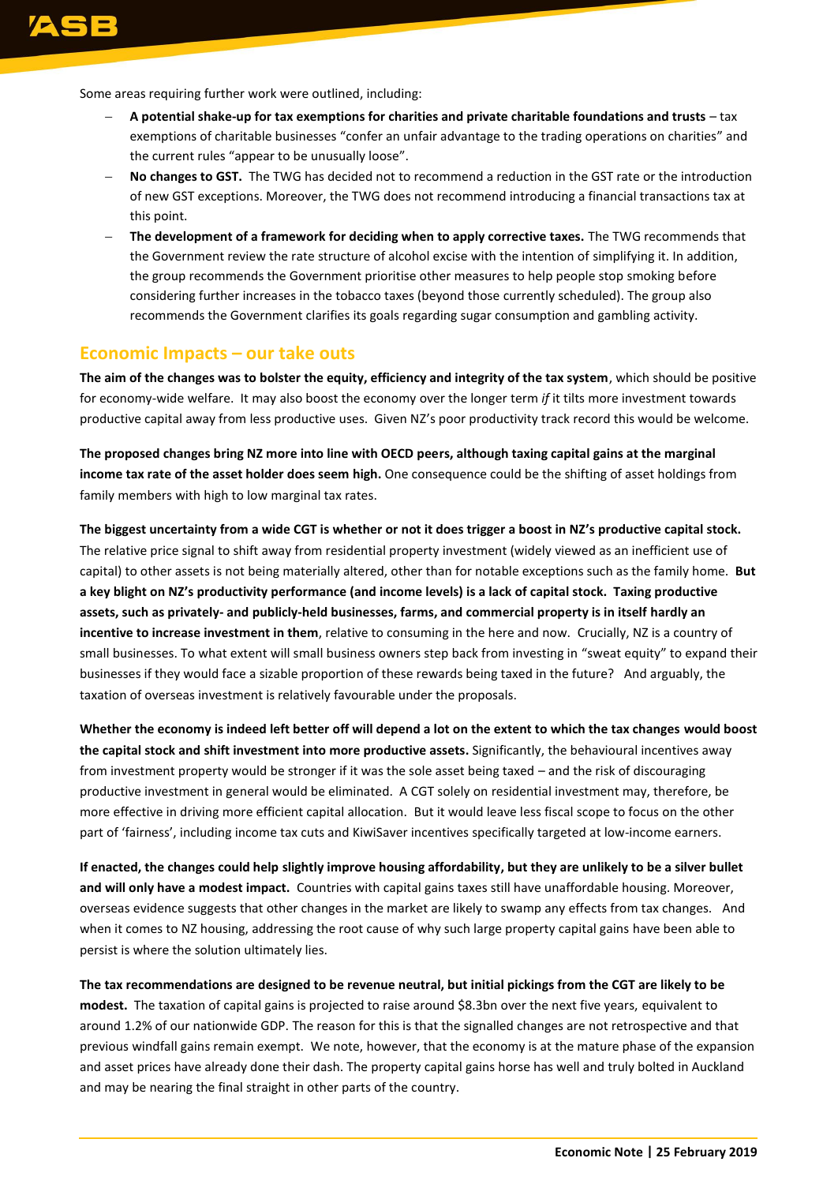Some areas requiring further work were outlined, including:

- **A potential shake-up for tax exemptions for charities and private charitable foundations and trusts** – tax exemptions of charitable businesses "confer an unfair advantage to the trading operations on charities" and the current rules "appear to be unusually loose".
- **No changes to GST.** The TWG has decided not to recommend a reduction in the GST rate or the introduction of new GST exceptions. Moreover, the TWG does not recommend introducing a financial transactions tax at this point.
- **The development of a framework for deciding when to apply corrective taxes.** The TWG recommends that the Government review the rate structure of alcohol excise with the intention of simplifying it. In addition, the group recommends the Government prioritise other measures to help people stop smoking before considering further increases in the tobacco taxes (beyond those currently scheduled). The group also recommends the Government clarifies its goals regarding sugar consumption and gambling activity.

## Economic Impacts – our take outs

**The aim of the changes was to bolster the equity, efficiency and integrity of the tax system**, which should be positive for economy-wide welfare. It may also boost the economy over the longer term *if* it tilts more investment towards productive capital away from less productive uses. Given NZ's poor productivity track record this would be welcome.

**The proposed changes bring NZ more into line with OECD peers, although taxing capital gains at the marginal income tax rate of the asset holder does seem high.** One consequence could be the shifting of asset holdings from family members with high to low marginal tax rates.

**The biggest uncertainty from a wide CGT is whether or not it does trigger a boost in NZ's productive capital stock.** The relative price signal to shift away from residential property investment (widely viewed as an inefficient use of capital) to other assets is not being materially altered, other than for notable exceptions such as the family home. **But a key blight on NZ's productivity performance (and income levels) is a lack of capital stock. Taxing productive assets, such as privately- and publicly-held businesses, farms, and commercial property is in itself hardly an incentive to increase investment in them**, relative to consuming in the here and now. Crucially, NZ is a country of small businesses. To what extent will small business owners step back from investing in "sweat equity" to expand their businesses if they would face a sizable proportion of these rewards being taxed in the future? And arguably, the taxation of overseas investment is relatively favourable under the proposals.

**Whether the economy is indeed left better off will depend a lot on the extent to which the tax changes would boost the capital stock and shift investment into more productive assets.** Significantly, the behavioural incentives away from investment property would be stronger if it was the sole asset being taxed – and the risk of discouraging productive investment in general would be eliminated. A CGT solely on residential investment may, therefore, be more effective in driving more efficient capital allocation. But it would leave less fiscal scope to focus on the other part of 'fairness', including income tax cuts and KiwiSaver incentives specifically targeted at low-income earners.

**If enacted, the changes could help slightly improve housing affordability, but they are unlikely to be a silver bullet and will only have a modest impact.** Countries with capital gains taxes still have unaffordable housing. Moreover, overseas evidence suggests that other changes in the market are likely to swamp any effects from tax changes. And when it comes to NZ housing, addressing the root cause of why such large property capital gains have been able to persist is where the solution ultimately lies.

**The tax recommendations are designed to be revenue neutral, but initial pickings from the CGT are likely to be modest.** The taxation of capital gains is projected to raise around $8.3bn over the next five years, equivalent to around 1.2% of our nationwide GDP. The reason for this is that the signalled changes are not retrospective and that previous windfall gains remain exempt. We note, however, that the economy is at the mature phase of the expansion and asset prices have already done their dash. The property capital gains horse has well and truly bolted in Auckland and may be nearing the final straight in other parts of the country.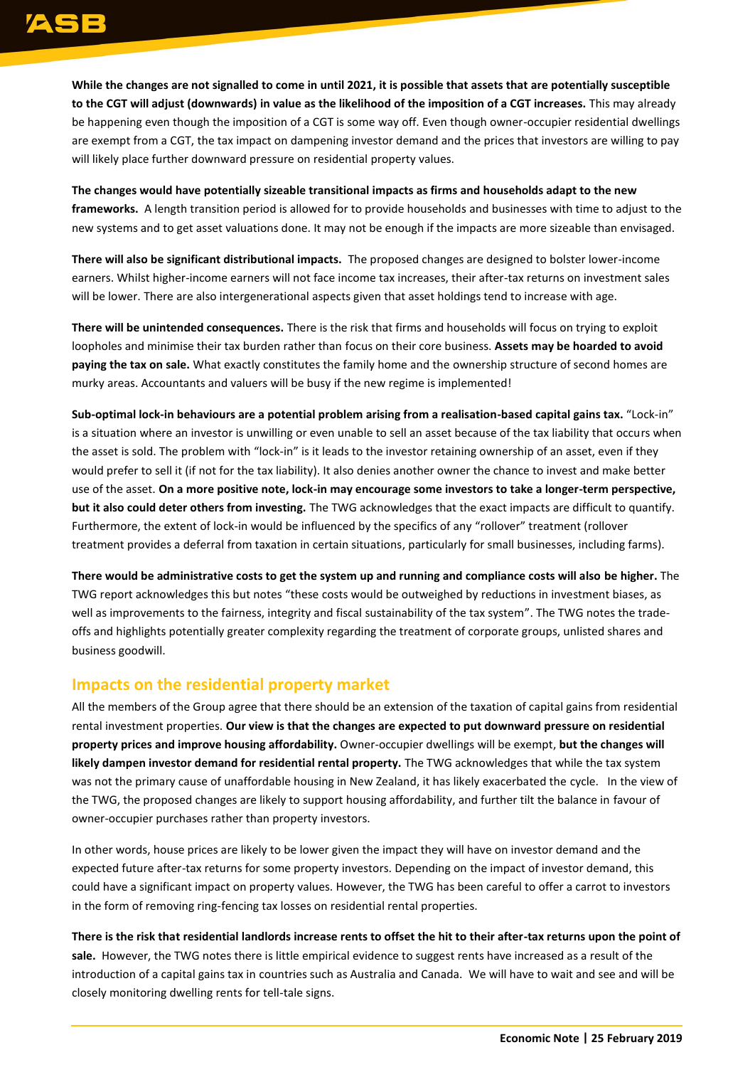**While the changes are not signalled to come in until 2021, it is possible that assets that are potentially susceptible to the CGT will adjust (downwards) in value as the likelihood of the imposition of a CGT increases.** This may already be happening even though the imposition of a CGT is some way off. Even though owner-occupier residential dwellings are exempt from a CGT, the tax impact on dampening investor demand and the prices that investors are willing to pay will likely place further downward pressure on residential property values.

**The changes would have potentially sizeable transitional impacts as firms and households adapt to the new frameworks.** A length transition period is allowed for to provide households and businesses with time to adjust to the new systems and to get asset valuations done. It may not be enough if the impacts are more sizeable than envisaged.

**There will also be significant distributional impacts.** The proposed changes are designed to bolster lower-income earners. Whilst higher-income earners will not face income tax increases, their after-tax returns on investment sales will be lower. There are also intergenerational aspects given that asset holdings tend to increase with age.

**There will be unintended consequences.** There is the risk that firms and households will focus on trying to exploit loopholes and minimise their tax burden rather than focus on their core business. **Assets may be hoarded to avoid paying the tax on sale.** What exactly constitutes the family home and the ownership structure of second homes are murky areas. Accountants and valuers will be busy if the new regime is implemented!

**Sub-optimal lock-in behaviours are a potential problem arising from a realisation-based capital gains tax.** "Lock-in" is a situation where an investor is unwilling or even unable to sell an asset because of the tax liability that occurs when the asset is sold. The problem with "lock-in" is it leads to the investor retaining ownership of an asset, even if they would prefer to sell it (if not for the tax liability). It also denies another owner the chance to invest and make better use of the asset. **On a more positive note, lock-in may encourage some investors to take a longer-term perspective, but it also could deter others from investing.** The TWG acknowledges that the exact impacts are difficult to quantify. Furthermore, the extent of lock-in would be influenced by the specifics of any "rollover" treatment (rollover treatment provides a deferral from taxation in certain situations, particularly for small businesses, including farms).

**There would be administrative costs to get the system up and running and compliance costs will also be higher.** The TWG report acknowledges this but notes "these costs would be outweighed by reductions in investment biases, as well as improvements to the fairness, integrity and fiscal sustainability of the tax system". The TWG notes the trade-offs and highlights potentially greater complexity regarding the treatment of corporate groups, unlisted shares and business goodwill.

## Impacts on the residential property market

All the members of the Group agree that there should be an extension of the taxation of capital gains from residential rental investment properties. **Our view is that the changes are expected to put downward pressure on residential property prices and improve housing affordability.** Owner-occupier dwellings will be exempt, **but the changes will likely dampen investor demand for residential rental property.** The TWG acknowledges that while the tax system was not the primary cause of unaffordable housing in New Zealand, it has likely exacerbated the cycle. In the view of the TWG, the proposed changes are likely to support housing affordability, and further tilt the balance in favour of owner-occupier purchases rather than property investors.

In other words, house prices are likely to be lower given the impact they will have on investor demand and the expected future after-tax returns for some property investors. Depending on the impact of investor demand, this could have a significant impact on property values. However, the TWG has been careful to offer a carrot to investors in the form of removing ring-fencing tax losses on residential rental properties.

**There is the risk that residential landlords increase rents to offset the hit to their after-tax returns upon the point of sale.** However, the TWG notes there is little empirical evidence to suggest rents have increased as a result of the introduction of a capital gains tax in countries such as Australia and Canada. We will have to wait and see and will be closely monitoring dwelling rents for tell-tale signs.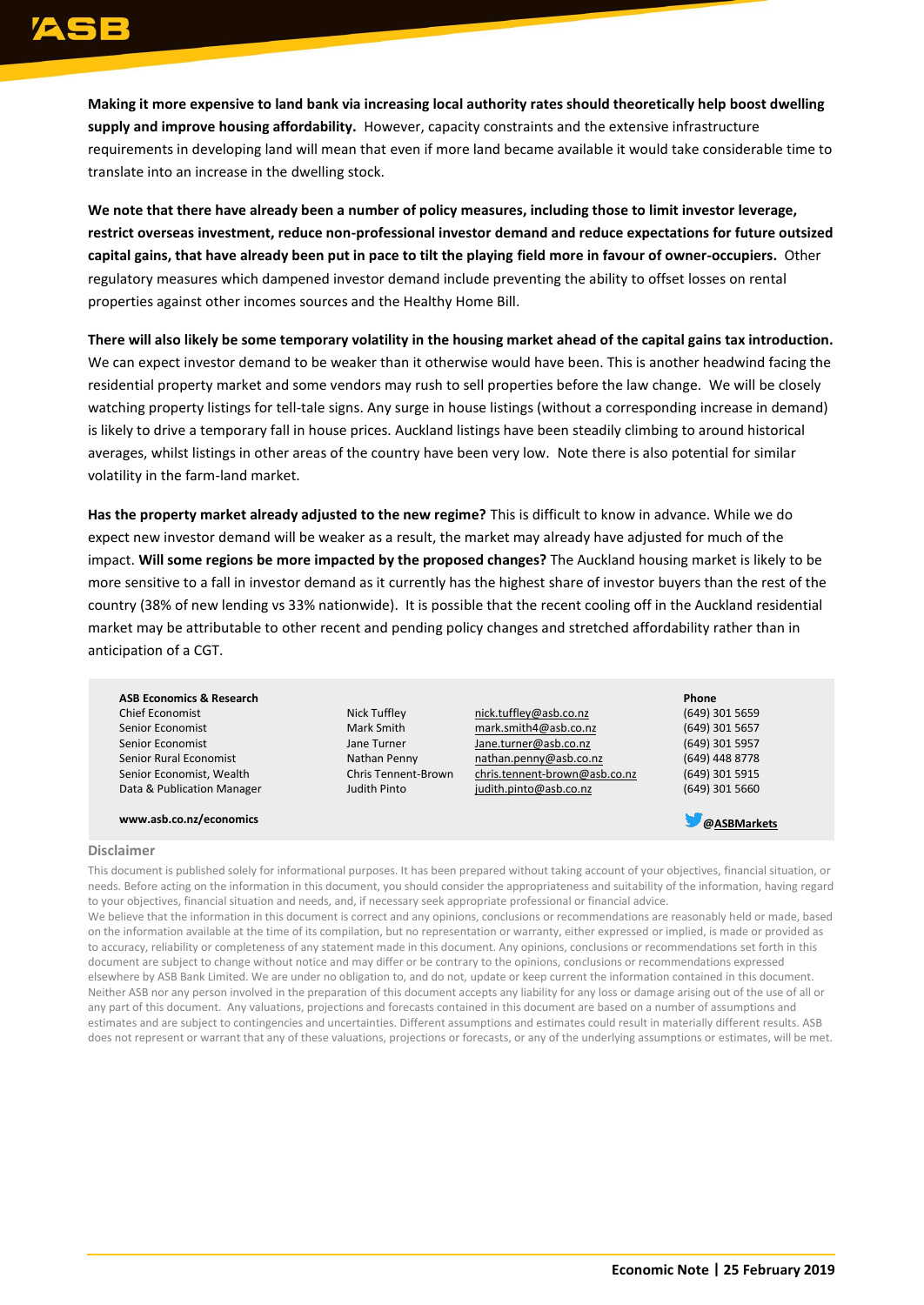**Making it more expensive to land bank via increasing local authority rates should theoretically help boost dwelling supply and improve housing affordability.** However, capacity constraints and the extensive infrastructure requirements in developing land will mean that even if more land became available it would take considerable time to translate into an increase in the dwelling stock.

**We note that there have already been a number of policy measures, including those to limit investor leverage, restrict overseas investment, reduce non-professional investor demand and reduce expectations for future outsized capital gains, that have already been put in pace to tilt the playing field more in favour of owner-occupiers.** Other regulatory measures which dampened investor demand include preventing the ability to offset losses on rental properties against other incomes sources and the Healthy Home Bill.

**There will also likely be some temporary volatility in the housing market ahead of the capital gains tax introduction.** We can expect investor demand to be weaker than it otherwise would have been. This is another headwind facing the residential property market and some vendors may rush to sell properties before the law change. We will be closely watching property listings for tell-tale signs. Any surge in house listings (without a corresponding increase in demand) is likely to drive a temporary fall in house prices. Auckland listings have been steadily climbing to around historical averages, whilst listings in other areas of the country have been very low. Note there is also potential for similar volatility in the farm-land market.

**Has the property market already adjusted to the new regime?** This is difficult to know in advance. While we do expect new investor demand will be weaker as a result, the market may already have adjusted for much of the impact. **Will some regions be more impacted by the proposed changes?** The Auckland housing market is likely to be more sensitive to a fall in investor demand as it currently has the highest share of investor buyers than the rest of the country (38% of new lending vs 33% nationwide). It is possible that the recent cooling off in the Auckland residential market may be attributable to other recent and pending policy changes and stretched affordability rather than in anticipation of a CGT.

| **ASB Economics & Research** | | | **Phone** |
| --- | --- | --- | --- |
| Chief Economist | Nick Tuffley | nick.tuffley@asb.co.nz | (649) 301 5659 |
| Senior Economist | Mark Smith | mark.smith4@asb.co.nz | (649) 301 5657 |
| Senior Economist | Jane Turner | Jane.turner@asb.co.nz | (649) 301 5957 |
| Senior Rural Economist | Nathan Penny | nathan.penny@asb.co.nz | (649) 448 8778 |
| Senior Economist, Wealth | Chris Tennent-Brown | chris.tennent-brown@asb.co.nz | (649) 301 5915 |
| Data & Publication Manager | Judith Pinto | judith.pinto@asb.co.nz | (649) 301 5660 |

**www.asb.co.nz/economics**

**@ASBMarkets**

**Disclaimer**

This document is published solely for informational purposes. It has been prepared without taking account of your objectives, financial situation, or needs. Before acting on the information in this document, you should consider the appropriateness and suitability of the information, having regard to your objectives, financial situation and needs, and, if necessary seek appropriate professional or financial advice.

We believe that the information in this document is correct and any opinions, conclusions or recommendations are reasonably held or made, based on the information available at the time of its compilation, but no representation or warranty, either expressed or implied, is made or provided as to accuracy, reliability or completeness of any statement made in this document. Any opinions, conclusions or recommendations set forth in this document are subject to change without notice and may differ or be contrary to the opinions, conclusions or recommendations expressed elsewhere by ASB Bank Limited. We are under no obligation to, and do not, update or keep current the information contained in this document. Neither ASB nor any person involved in the preparation of this document accepts any liability for any loss or damage arising out of the use of all or any part of this document. Any valuations, projections and forecasts contained in this document are based on a number of assumptions and estimates and are subject to contingencies and uncertainties. Different assumptions and estimates could result in materially different results. ASB does not represent or warrant that any of these valuations, projections or forecasts, or any of the underlying assumptions or estimates, will be met.